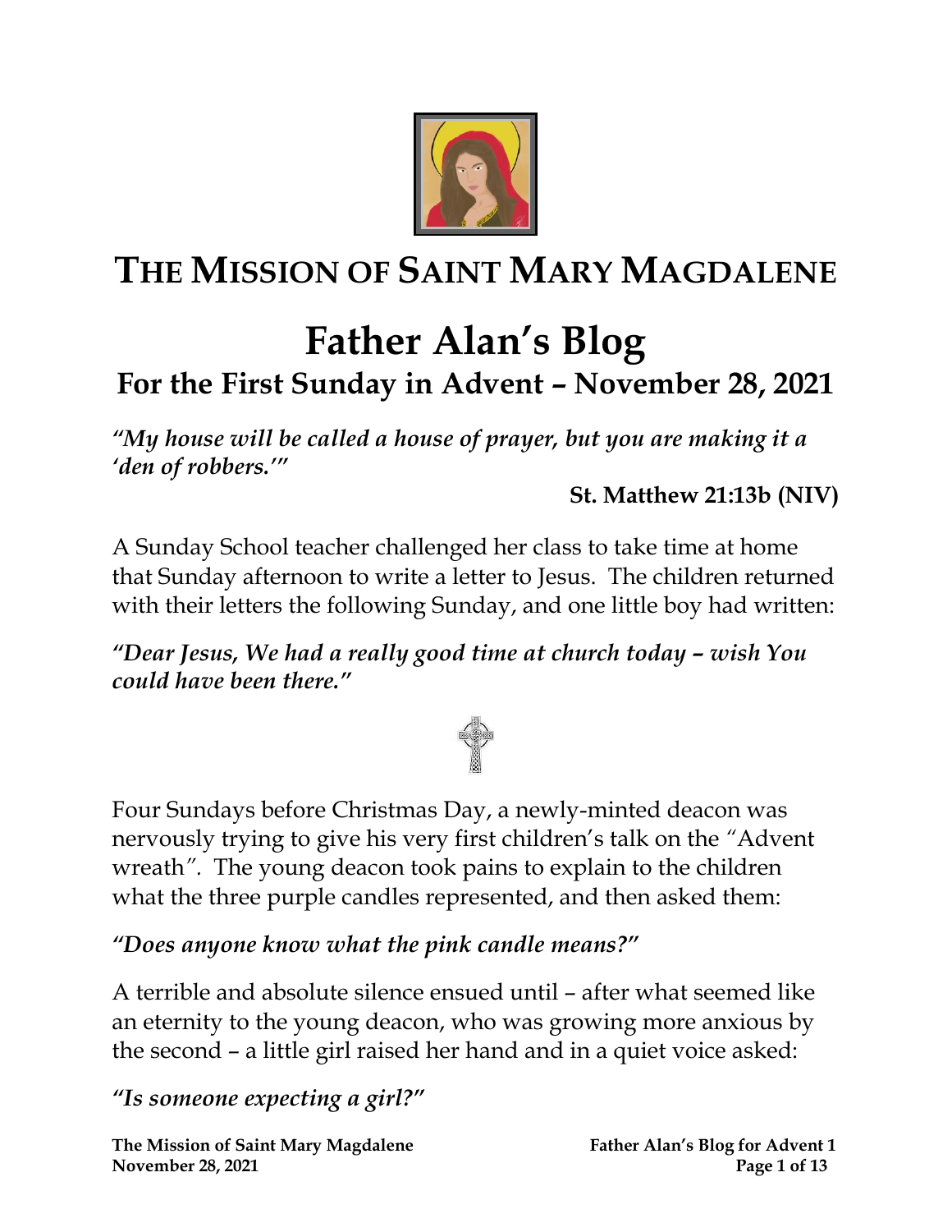# THE MISSION OF SAINT MARY MAGDALENE

# Father Alan's Blog

## For the First Sunday in Advent – November 28, 2021

***"My house will be called a house of prayer, but you are making it a 'den of robbers.'"***

**St. Matthew 21:13b (NIV)**

A Sunday School teacher challenged her class to take time at home that Sunday afternoon to write a letter to Jesus. The children returned with their letters the following Sunday, and one little boy had written:

***"Dear Jesus, We had a really good time at church today – wish You could have been there."***

Four Sundays before Christmas Day, a newly-minted deacon was nervously trying to give his very first children's talk on the "Advent wreath". The young deacon took pains to explain to the children what the three purple candles represented, and then asked them:

***"Does anyone know what the pink candle means?"***

A terrible and absolute silence ensued until – after what seemed like an eternity to the young deacon, who was growing more anxious by the second – a little girl raised her hand and in a quiet voice asked:

***"Is someone expecting a girl?"***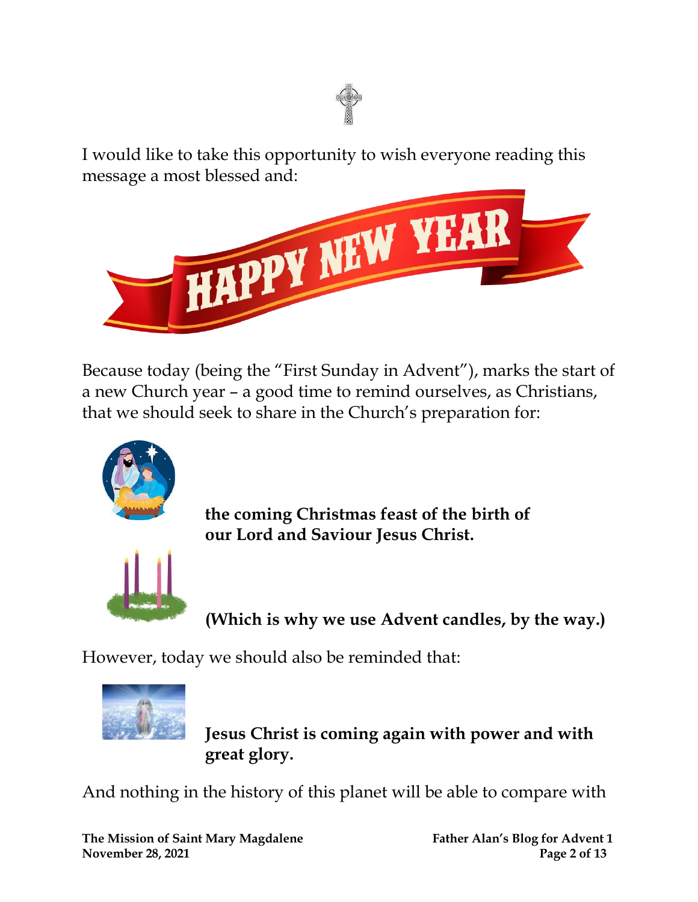I would like to take this opportunity to wish everyone reading this message a most blessed and:

HAPPY NEW YEAR

Because today (being the "First Sunday in Advent"), marks the start of a new Church year – a good time to remind ourselves, as Christians, that we should seek to share in the Church's preparation for:

**the coming Christmas feast of the birth of our Lord and Saviour Jesus Christ.**

**(Which is why we use Advent candles, by the way.)**

However, today we should also be reminded that:

**Jesus Christ is coming again with power and with great glory.**

And nothing in the history of this planet will be able to compare with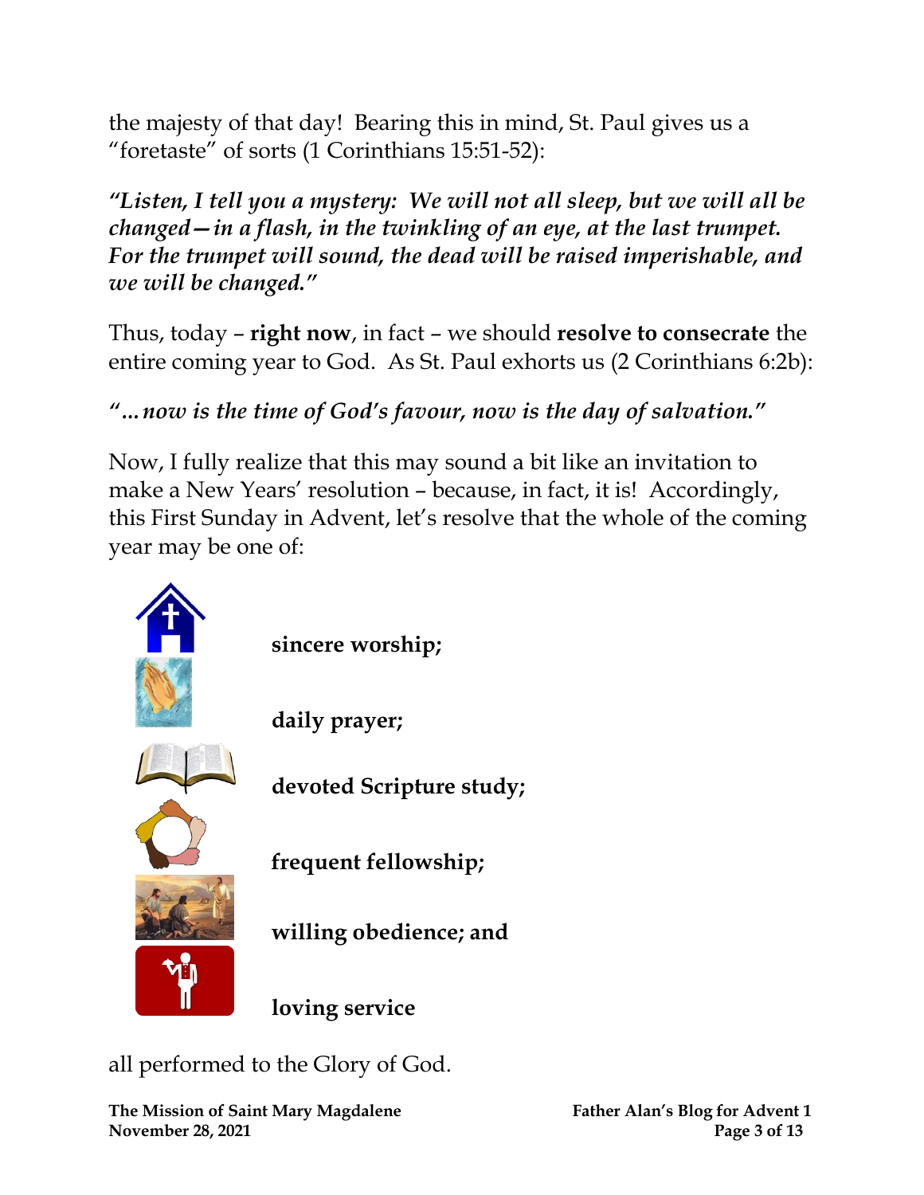the majesty of that day! Bearing this in mind, St. Paul gives us a "foretaste" of sorts (1 Corinthians 15:51-52):

***"Listen, I tell you a mystery: We will not all sleep, but we will all be changed—in a flash, in the twinkling of an eye, at the last trumpet. For the trumpet will sound, the dead will be raised imperishable, and we will be changed."***

Thus, today – **right now**, in fact – we should **resolve to consecrate** the entire coming year to God. As St. Paul exhorts us (2 Corinthians 6:2b):

***"…now is the time of God's favour, now is the day of salvation."***

Now, I fully realize that this may sound a bit like an invitation to make a New Years' resolution – because, in fact, it is! Accordingly, this First Sunday in Advent, let's resolve that the whole of the coming year may be one of:

**sincere worship;**

**daily prayer;**

**devoted Scripture study;**

**frequent fellowship;**

**willing obedience; and**

**loving service**

all performed to the Glory of God.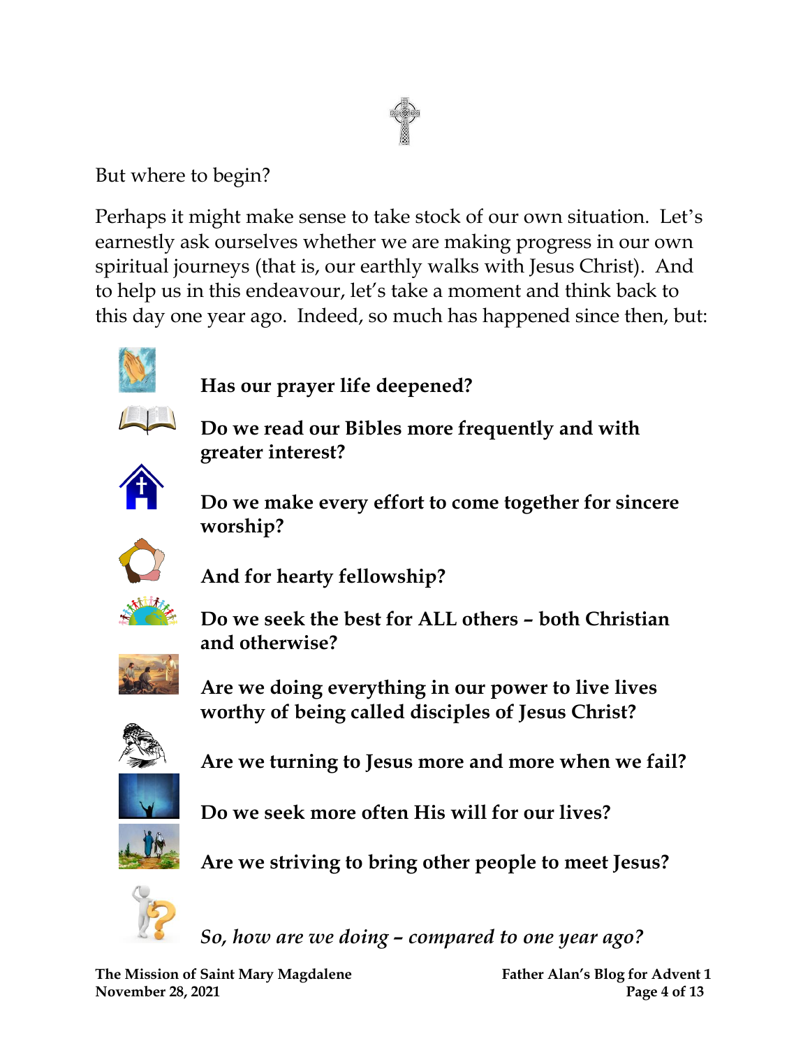But where to begin?

Perhaps it might make sense to take stock of our own situation. Let's earnestly ask ourselves whether we are making progress in our own spiritual journeys (that is, our earthly walks with Jesus Christ). And to help us in this endeavour, let's take a moment and think back to this day one year ago. Indeed, so much has happened since then, but:

**Has our prayer life deepened?**

**Do we read our Bibles more frequently and with greater interest?**

**Do we make every effort to come together for sincere worship?**

**And for hearty fellowship?**

**Do we seek the best for ALL others – both Christian and otherwise?**

**Are we doing everything in our power to live lives worthy of being called disciples of Jesus Christ?**

**Are we turning to Jesus more and more when we fail?**

**Do we seek more often His will for our lives?**

**Are we striving to bring other people to meet Jesus?**

***So, how are we doing – compared to one year ago?***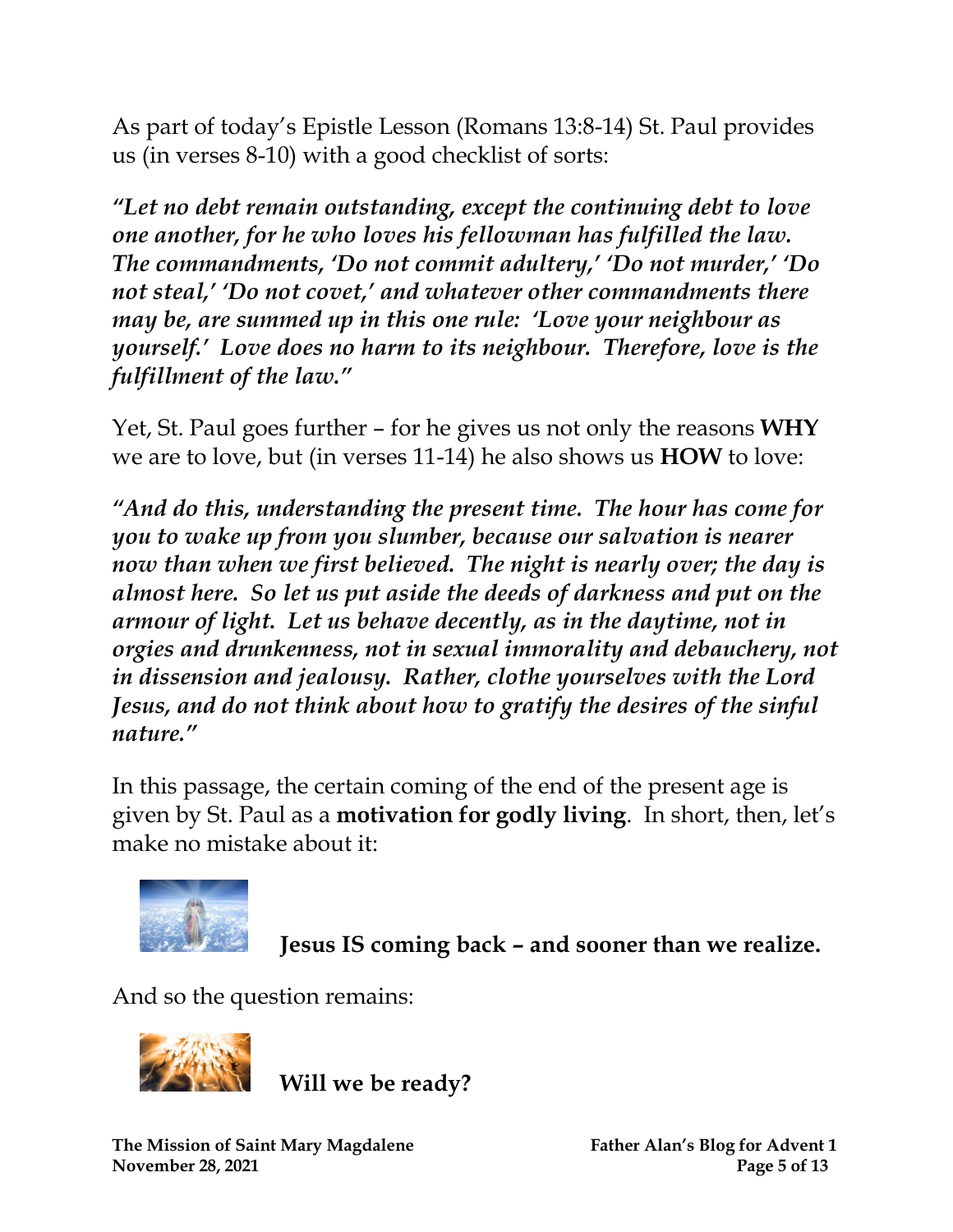As part of today's Epistle Lesson (Romans 13:8-14) St. Paul provides us (in verses 8-10) with a good checklist of sorts:

***"Let no debt remain outstanding, except the continuing debt to love one another, for he who loves his fellowman has fulfilled the law. The commandments, 'Do not commit adultery,' 'Do not murder,' 'Do not steal,' 'Do not covet,' and whatever other commandments there may be, are summed up in this one rule: 'Love your neighbour as yourself.' Love does no harm to its neighbour. Therefore, love is the fulfillment of the law."***

Yet, St. Paul goes further – for he gives us not only the reasons **WHY** we are to love, but (in verses 11-14) he also shows us **HOW** to love:

***"And do this, understanding the present time. The hour has come for you to wake up from you slumber, because our salvation is nearer now than when we first believed. The night is nearly over; the day is almost here. So let us put aside the deeds of darkness and put on the armour of light. Let us behave decently, as in the daytime, not in orgies and drunkenness, not in sexual immorality and debauchery, not in dissension and jealousy. Rather, clothe yourselves with the Lord Jesus, and do not think about how to gratify the desires of the sinful nature."***

In this passage, the certain coming of the end of the present age is given by St. Paul as a **motivation for godly living**. In short, then, let's make no mistake about it:

**Jesus IS coming back – and sooner than we realize.**

And so the question remains:

**Will we be ready?**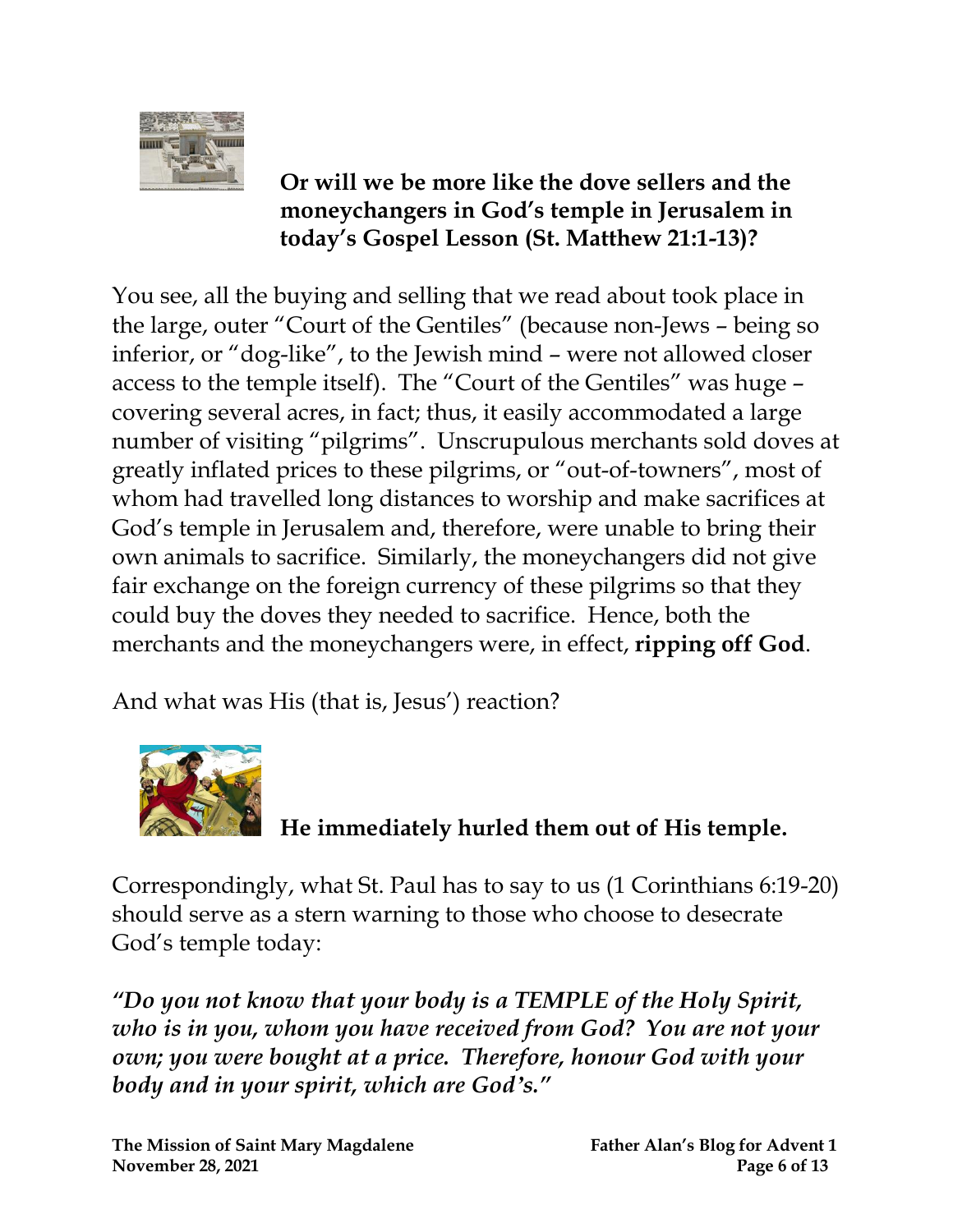**Or will we be more like the dove sellers and the moneychangers in God's temple in Jerusalem in today's Gospel Lesson (St. Matthew 21:1-13)?**

You see, all the buying and selling that we read about took place in the large, outer "Court of the Gentiles" (because non-Jews – being so inferior, or "dog-like", to the Jewish mind – were not allowed closer access to the temple itself). The "Court of the Gentiles" was huge – covering several acres, in fact; thus, it easily accommodated a large number of visiting "pilgrims". Unscrupulous merchants sold doves at greatly inflated prices to these pilgrims, or "out-of-towners", most of whom had travelled long distances to worship and make sacrifices at God's temple in Jerusalem and, therefore, were unable to bring their own animals to sacrifice. Similarly, the moneychangers did not give fair exchange on the foreign currency of these pilgrims so that they could buy the doves they needed to sacrifice. Hence, both the merchants and the moneychangers were, in effect, **ripping off God**.

And what was His (that is, Jesus') reaction?

**He immediately hurled them out of His temple.**

Correspondingly, what St. Paul has to say to us (1 Corinthians 6:19-20) should serve as a stern warning to those who choose to desecrate God's temple today:

***"Do you not know that your body is a TEMPLE of the Holy Spirit, who is in you, whom you have received from God? You are not your own; you were bought at a price. Therefore, honour God with your body and in your spirit, which are God's."***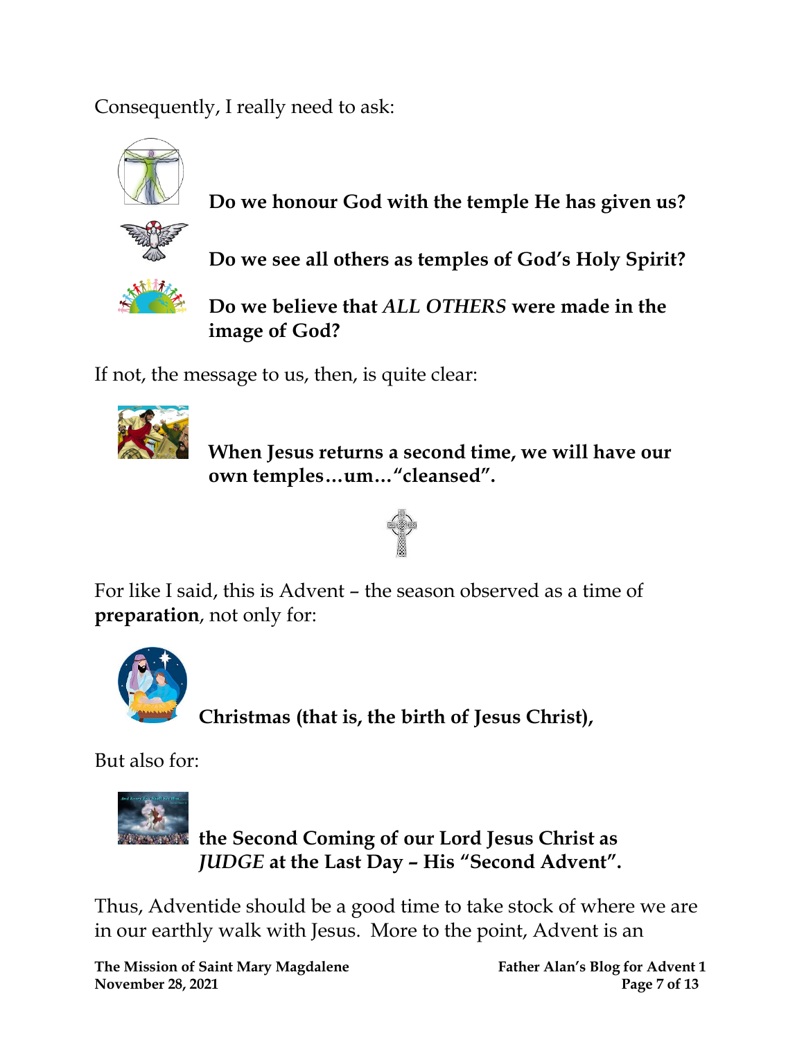Consequently, I really need to ask:

**Do we honour God with the temple He has given us?**

**Do we see all others as temples of God's Holy Spirit?**

**Do we believe that *ALL OTHERS* were made in the image of God?**

If not, the message to us, then, is quite clear:

**When Jesus returns a second time, we will have our own temples…um…"cleansed".**

For like I said, this is Advent – the season observed as a time of **preparation**, not only for:

**Christmas (that is, the birth of Jesus Christ),**

But also for:

**the Second Coming of our Lord Jesus Christ as *JUDGE* at the Last Day – His "Second Advent".**

Thus, Adventide should be a good time to take stock of where we are in our earthly walk with Jesus. More to the point, Advent is an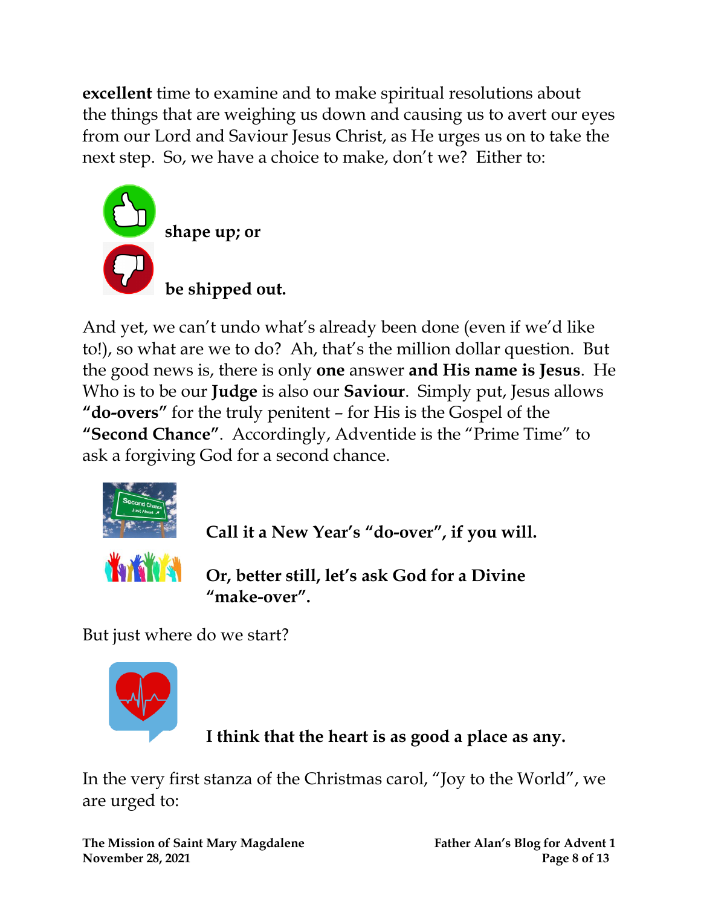**excellent** time to examine and to make spiritual resolutions about the things that are weighing us down and causing us to avert our eyes from our Lord and Saviour Jesus Christ, as He urges us on to take the next step. So, we have a choice to make, don't we? Either to:

**shape up; or**

**be shipped out.**

And yet, we can't undo what's already been done (even if we'd like to!), so what are we to do? Ah, that's the million dollar question. But the good news is, there is only **one** answer **and His name is Jesus**. He Who is to be our **Judge** is also our **Saviour**. Simply put, Jesus allows **"do-overs"** for the truly penitent – for His is the Gospel of the **"Second Chance"**. Accordingly, Adventide is the "Prime Time" to ask a forgiving God for a second chance.

**Call it a New Year's "do-over", if you will.**

**Or, better still, let's ask God for a Divine "make-over".**

But just where do we start?

**I think that the heart is as good a place as any.**

In the very first stanza of the Christmas carol, "Joy to the World", we are urged to: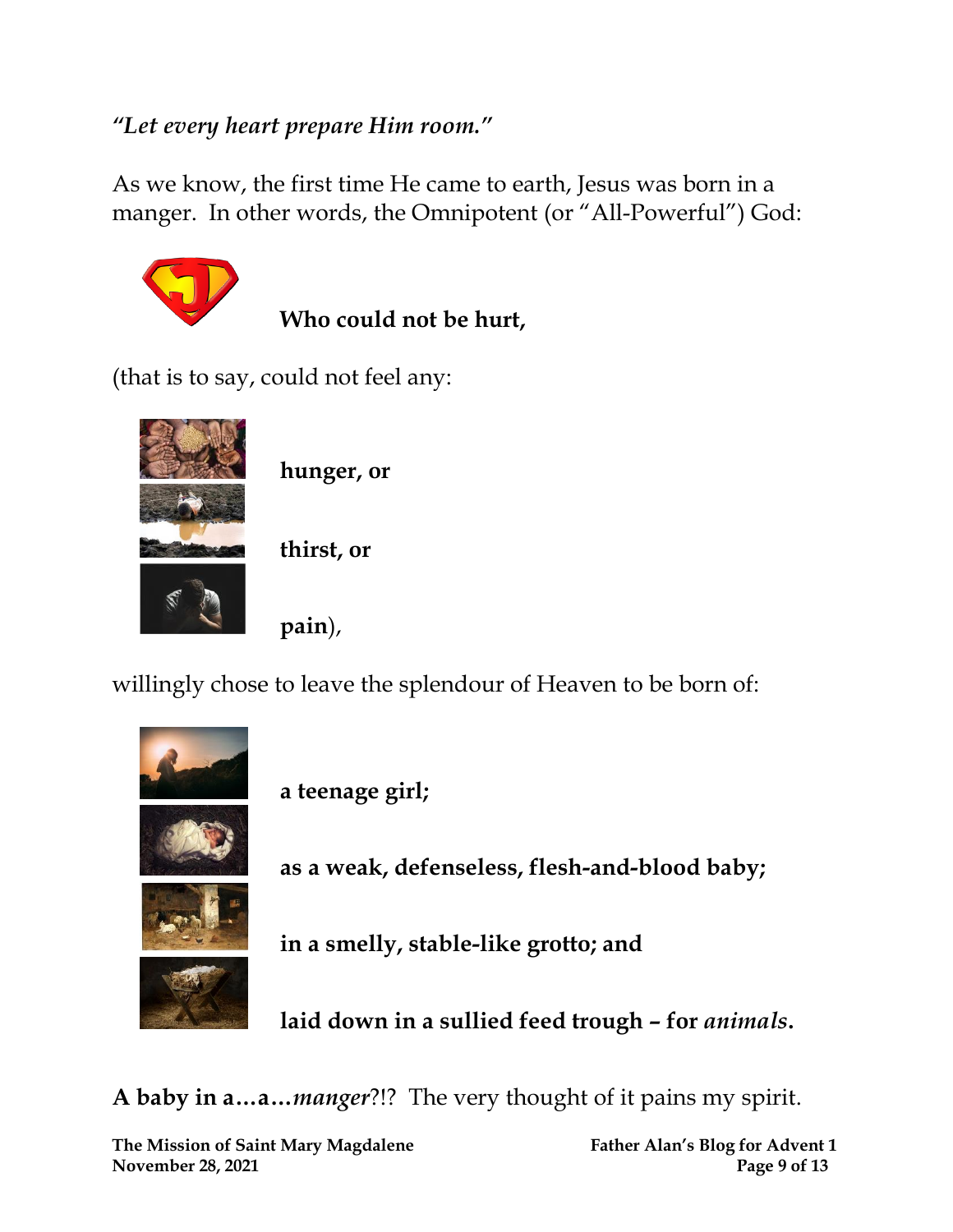*"Let every heart prepare Him room."*

As we know, the first time He came to earth, Jesus was born in a manger. In other words, the Omnipotent (or "All-Powerful") God:

**Who could not be hurt,**

(that is to say, could not feel any:

**hunger, or**

**thirst, or**

**pain**),

willingly chose to leave the splendour of Heaven to be born of:

**a teenage girl;**

**as a weak, defenseless, flesh-and-blood baby;**

**in a smelly, stable-like grotto; and**

**laid down in a sullied feed trough – for *animals*.**

**A baby in a…a…*manger*?!?** The very thought of it pains my spirit.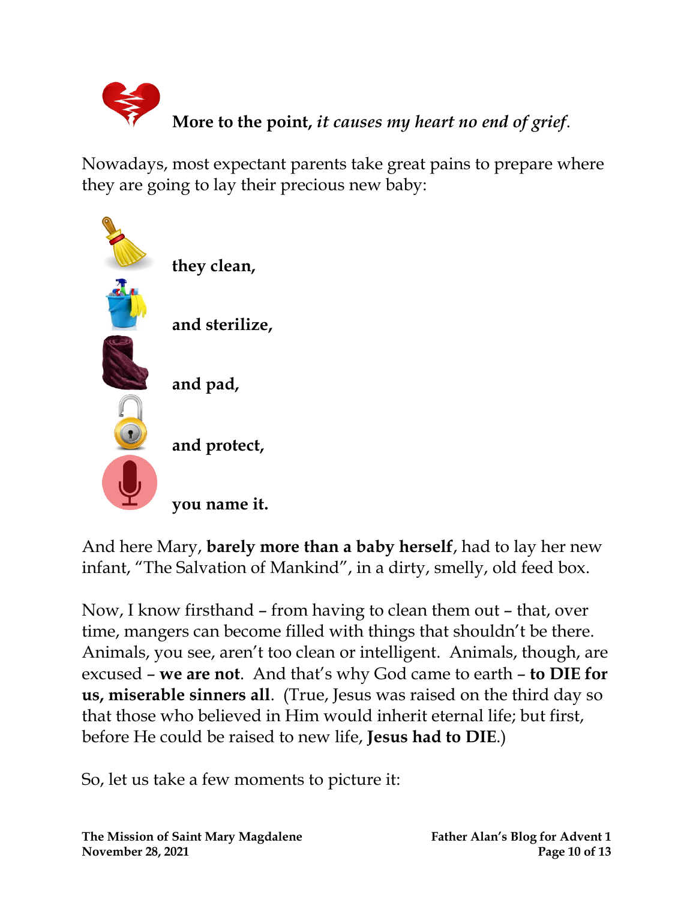**More to the point,** ***it causes my heart no end of grief***.

Nowadays, most expectant parents take great pains to prepare where they are going to lay their precious new baby:

**they clean,**

**and sterilize,**

**and pad,**

**and protect,**

**you name it.**

And here Mary, **barely more than a baby herself**, had to lay her new infant, "The Salvation of Mankind", in a dirty, smelly, old feed box.

Now, I know firsthand – from having to clean them out – that, over time, mangers can become filled with things that shouldn't be there. Animals, you see, aren't too clean or intelligent. Animals, though, are excused – **we are not**. And that's why God came to earth – **to DIE for us, miserable sinners all**. (True, Jesus was raised on the third day so that those who believed in Him would inherit eternal life; but first, before He could be raised to new life, **Jesus had to DIE**.)

So, let us take a few moments to picture it: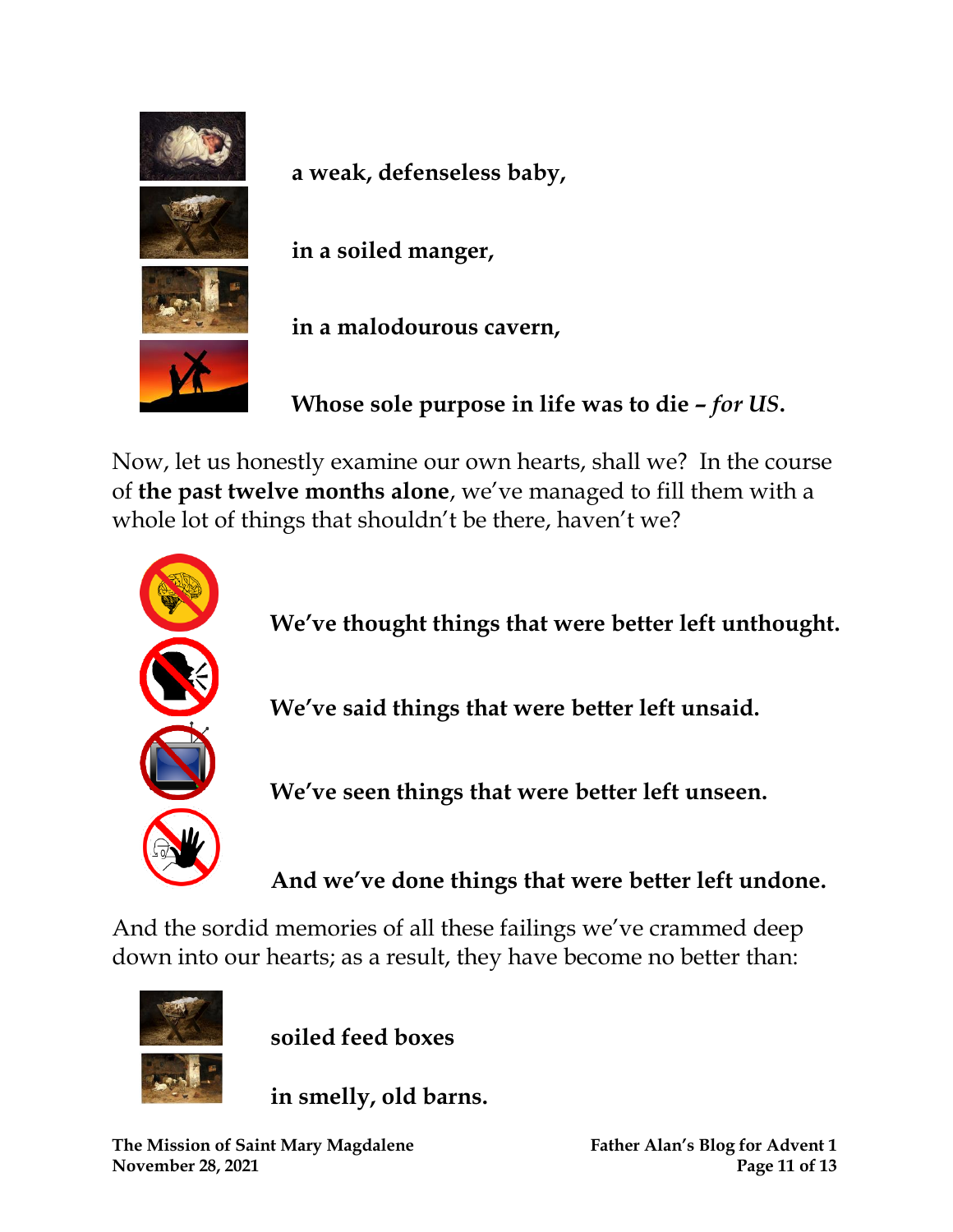**a weak, defenseless baby,**

**in a soiled manger,**

**in a malodourous cavern,**

**Whose sole purpose in life was to die –** ***for US*****.**

Now, let us honestly examine our own hearts, shall we? In the course of **the past twelve months alone**, we've managed to fill them with a whole lot of things that shouldn't be there, haven't we?

**We've thought things that were better left unthought.**

**We've said things that were better left unsaid.**

**We've seen things that were better left unseen.**

**And we've done things that were better left undone.**

And the sordid memories of all these failings we've crammed deep down into our hearts; as a result, they have become no better than:

**soiled feed boxes**

**in smelly, old barns.**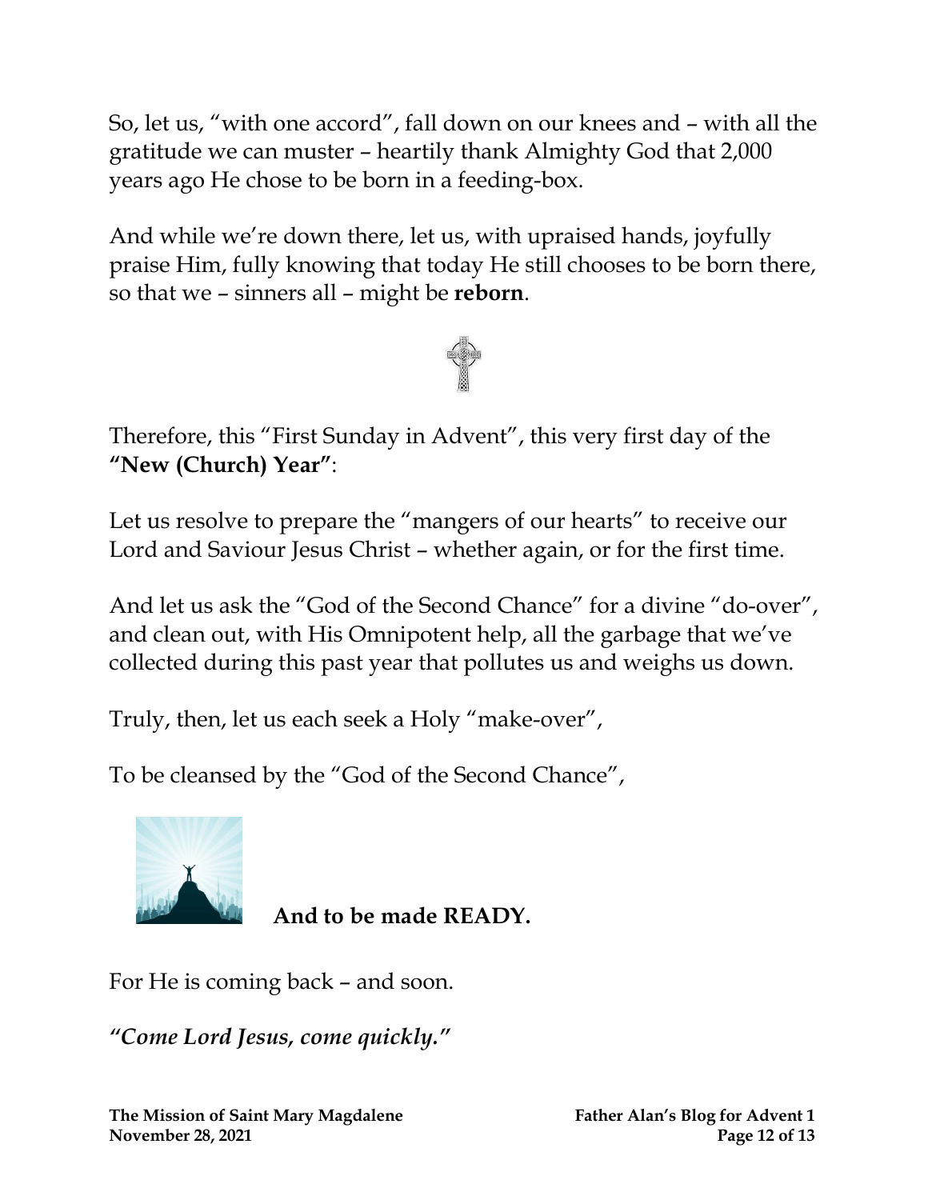So, let us, "with one accord", fall down on our knees and – with all the gratitude we can muster – heartily thank Almighty God that 2,000 years ago He chose to be born in a feeding-box.

And while we're down there, let us, with upraised hands, joyfully praise Him, fully knowing that today He still chooses to be born there, so that we – sinners all – might be **reborn**.

Therefore, this "First Sunday in Advent", this very first day of the **"New (Church) Year"**:

Let us resolve to prepare the "mangers of our hearts" to receive our Lord and Saviour Jesus Christ – whether again, or for the first time.

And let us ask the "God of the Second Chance" for a divine "do-over", and clean out, with His Omnipotent help, all the garbage that we've collected during this past year that pollutes us and weighs us down.

Truly, then, let us each seek a Holy "make-over",

To be cleansed by the "God of the Second Chance",

**And to be made READY.**

For He is coming back – and soon.

***"Come Lord Jesus, come quickly."***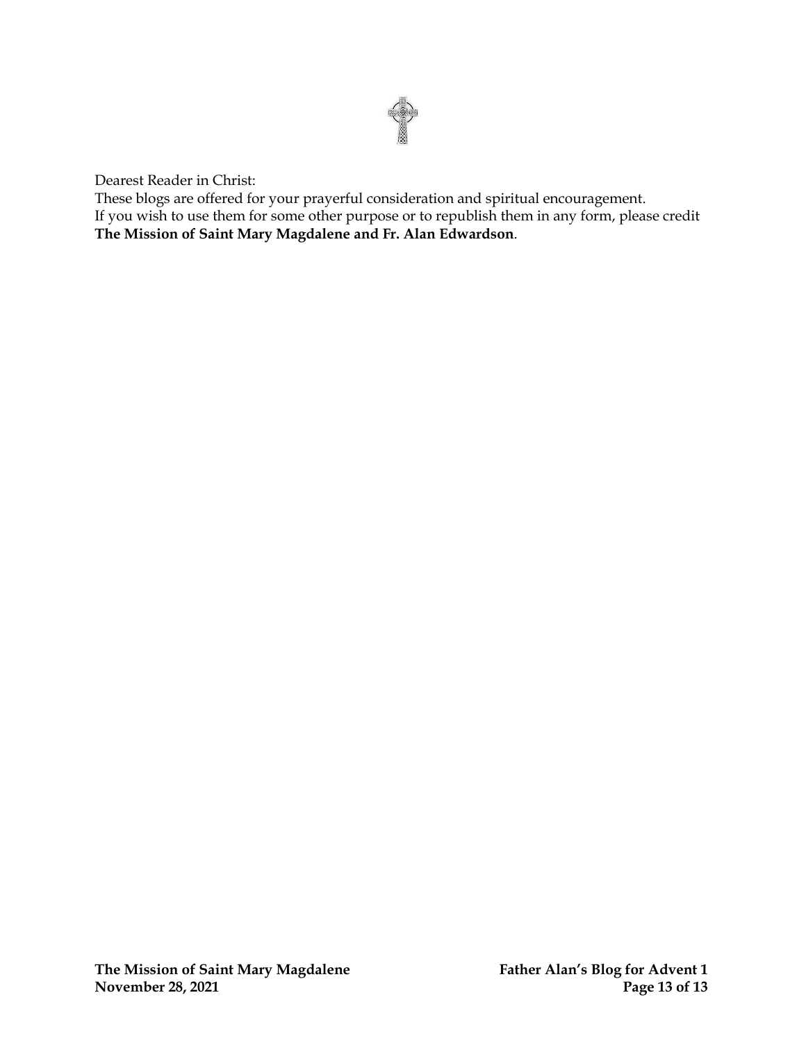Dearest Reader in Christ:
These blogs are offered for your prayerful consideration and spiritual encouragement.
If you wish to use them for some other purpose or to republish them in any form, please credit **The Mission of Saint Mary Magdalene and Fr. Alan Edwardson**.